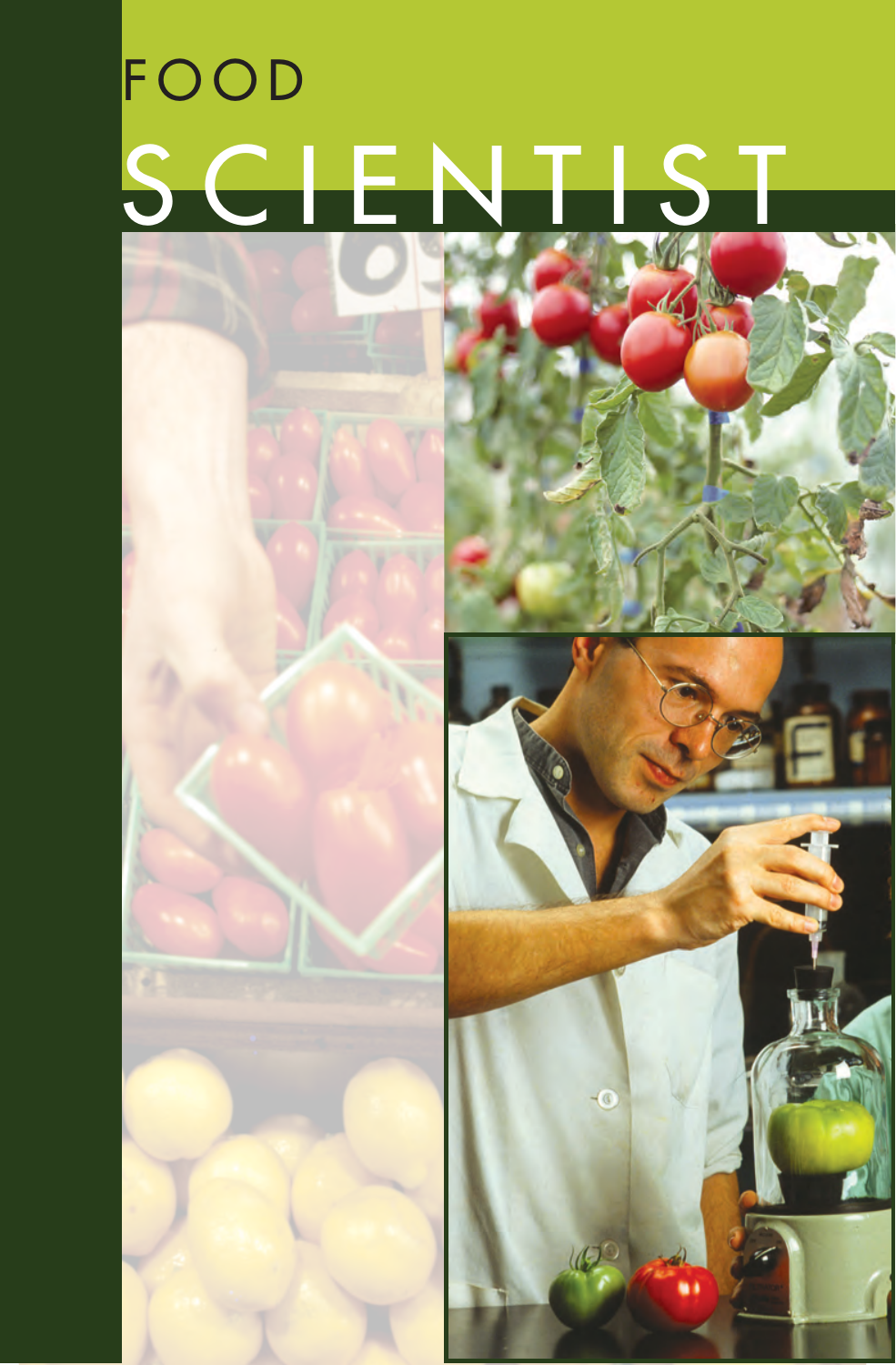# FOOD SCIENTIST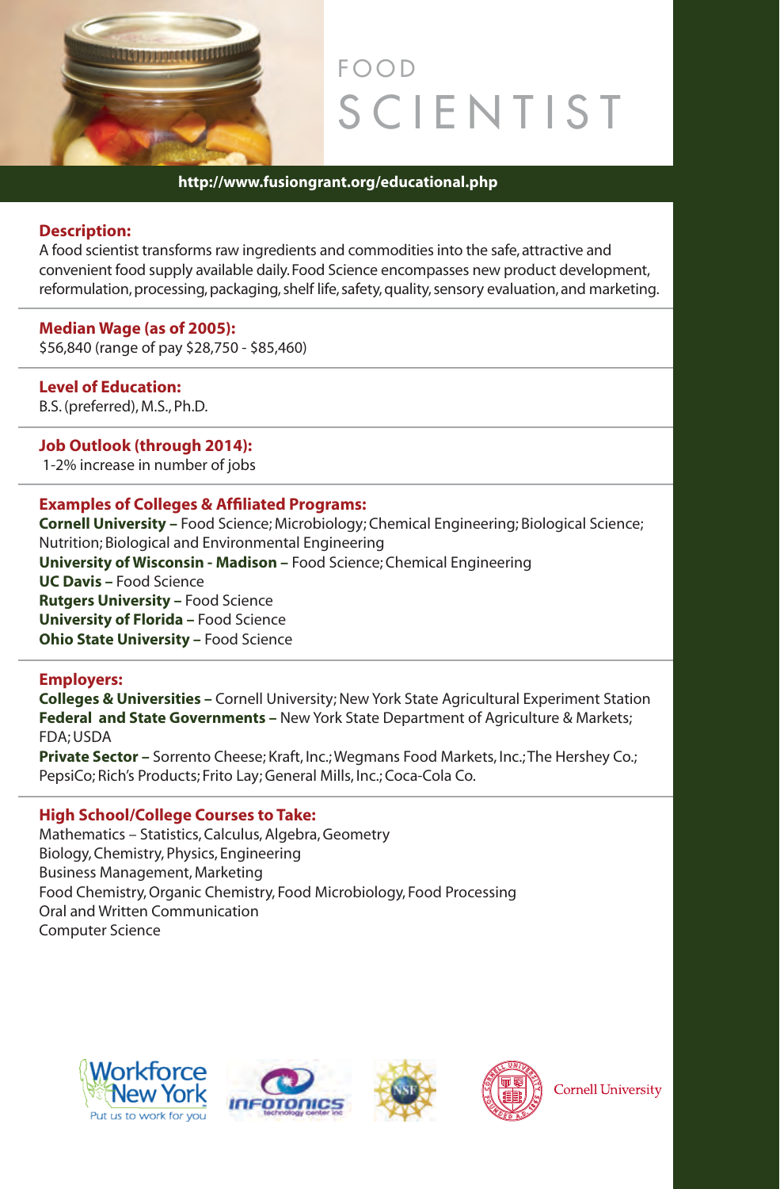# FOOD SCIENTIST

http://www.fusiongrant.org/educational.php

**Description:**
A food scientist transforms raw ingredients and commodities into the safe, attractive and convenient food supply available daily. Food Science encompasses new product development, reformulation, processing, packaging, shelf life, safety, quality, sensory evaluation, and marketing.

**Median Wage (as of 2005):**
$56,840 (range of pay $28,750 - $85,460)

**Level of Education:**
B.S. (preferred), M.S., Ph.D.

**Job Outlook (through 2014):**
1-2% increase in number of jobs

**Examples of Colleges & Affiliated Programs:**
**Cornell University** – Food Science; Microbiology; Chemical Engineering; Biological Science; Nutrition; Biological and Environmental Engineering
**University of Wisconsin - Madison** – Food Science; Chemical Engineering
**UC Davis** – Food Science
**Rutgers University** – Food Science
**University of Florida** – Food Science
**Ohio State University** – Food Science

**Employers:**
**Colleges & Universities** – Cornell University; New York State Agricultural Experiment Station
**Federal and State Governments** – New York State Department of Agriculture & Markets; FDA; USDA
**Private Sector** – Sorrento Cheese; Kraft, Inc.; Wegmans Food Markets, Inc.; The Hershey Co.; PepsiCo; Rich's Products; Frito Lay; General Mills, Inc.; Coca-Cola Co.

**High School/College Courses to Take:**
Mathematics – Statistics, Calculus, Algebra, Geometry
Biology, Chemistry, Physics, Engineering
Business Management, Marketing
Food Chemistry, Organic Chemistry, Food Microbiology, Food Processing
Oral and Written Communication
Computer Science

Workforce New York — Put us to work for you
INFOTONICS technology center inc
NSF
Cornell University